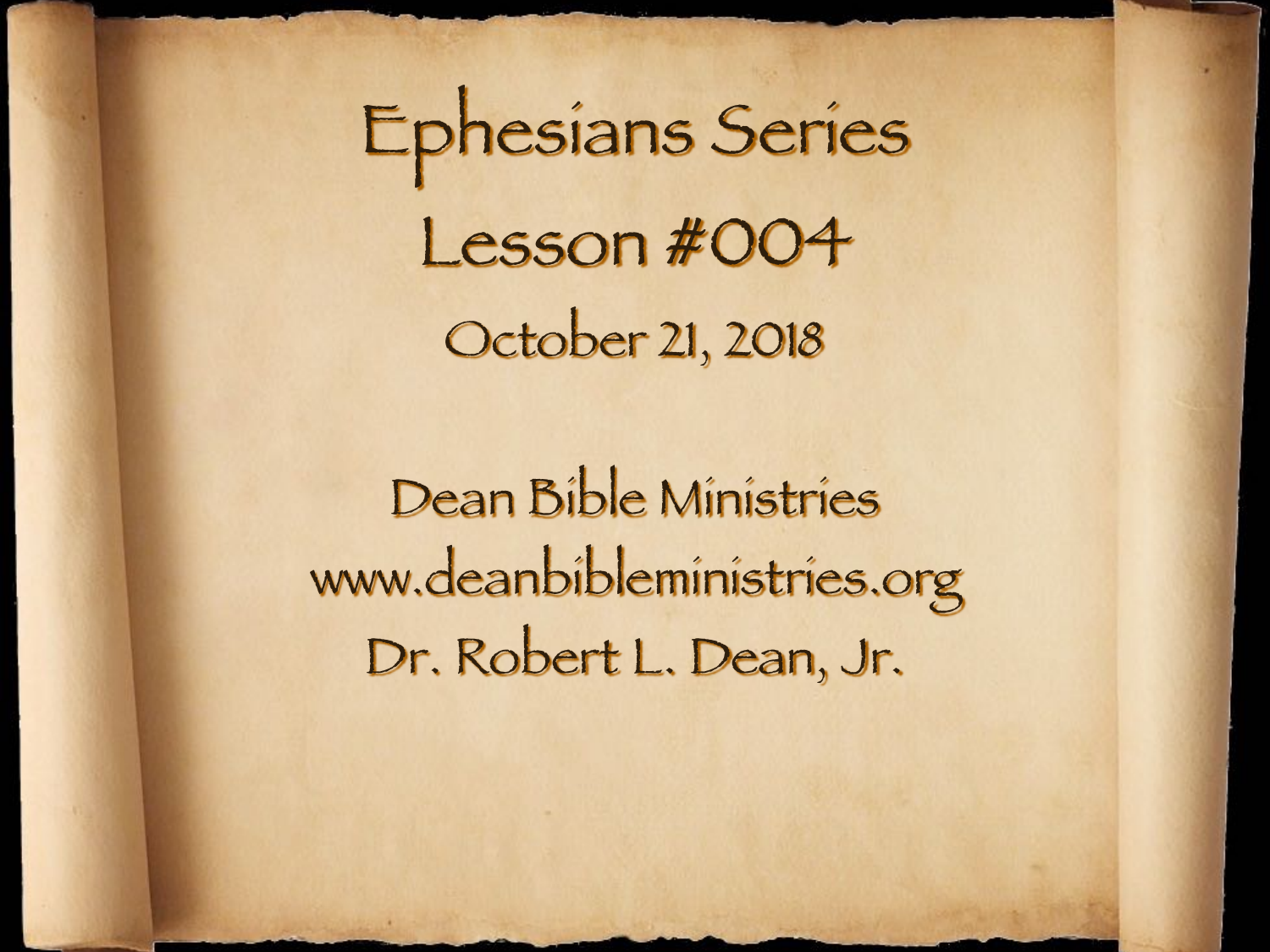# Ephesians Series

## Lesson #004

October 21, 2018

Dean Bible Ministries

www.deanbibleministries.org

Dr. Robert L. Dean, Jr.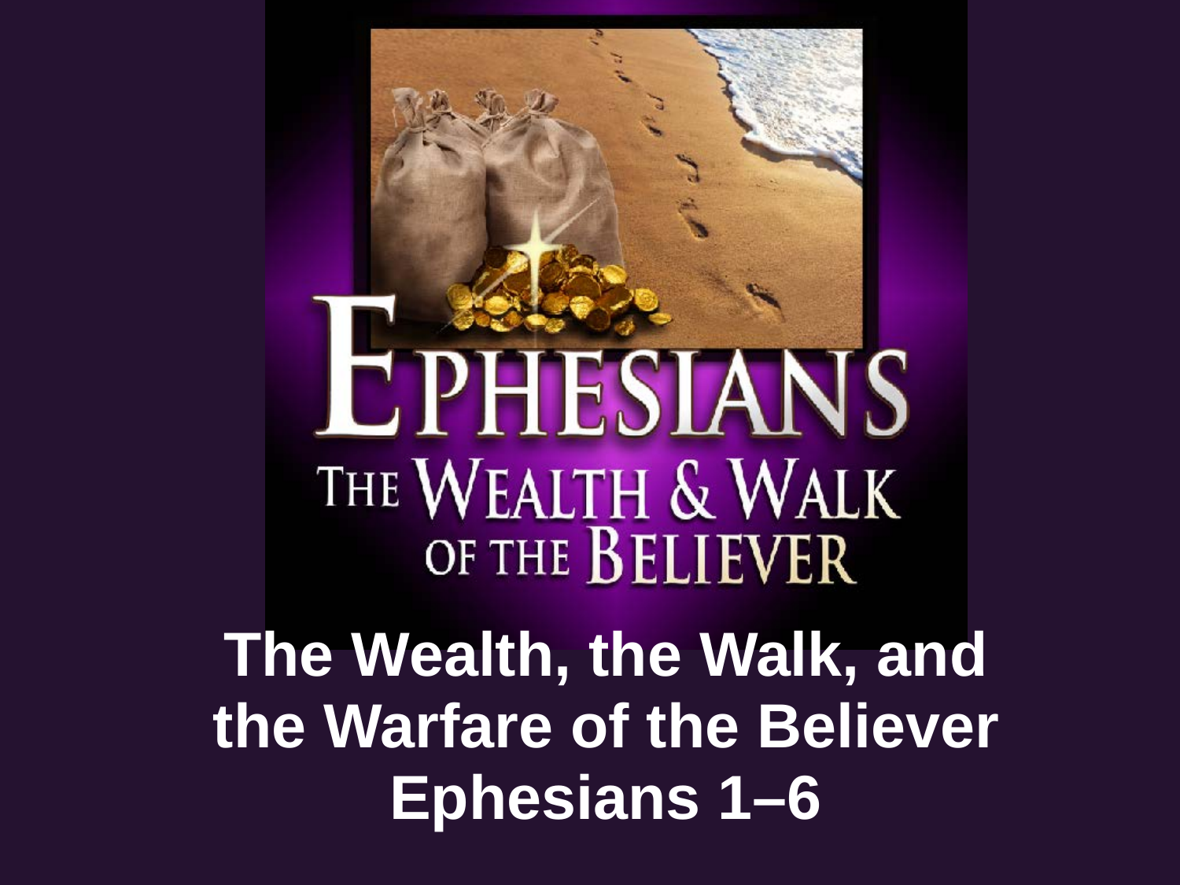# EPHESIANS

## THE WEALTH & WALK OF THE BELIEVER

**The Wealth, the Walk, and the Warfare of the Believer**
**Ephesians 1–6**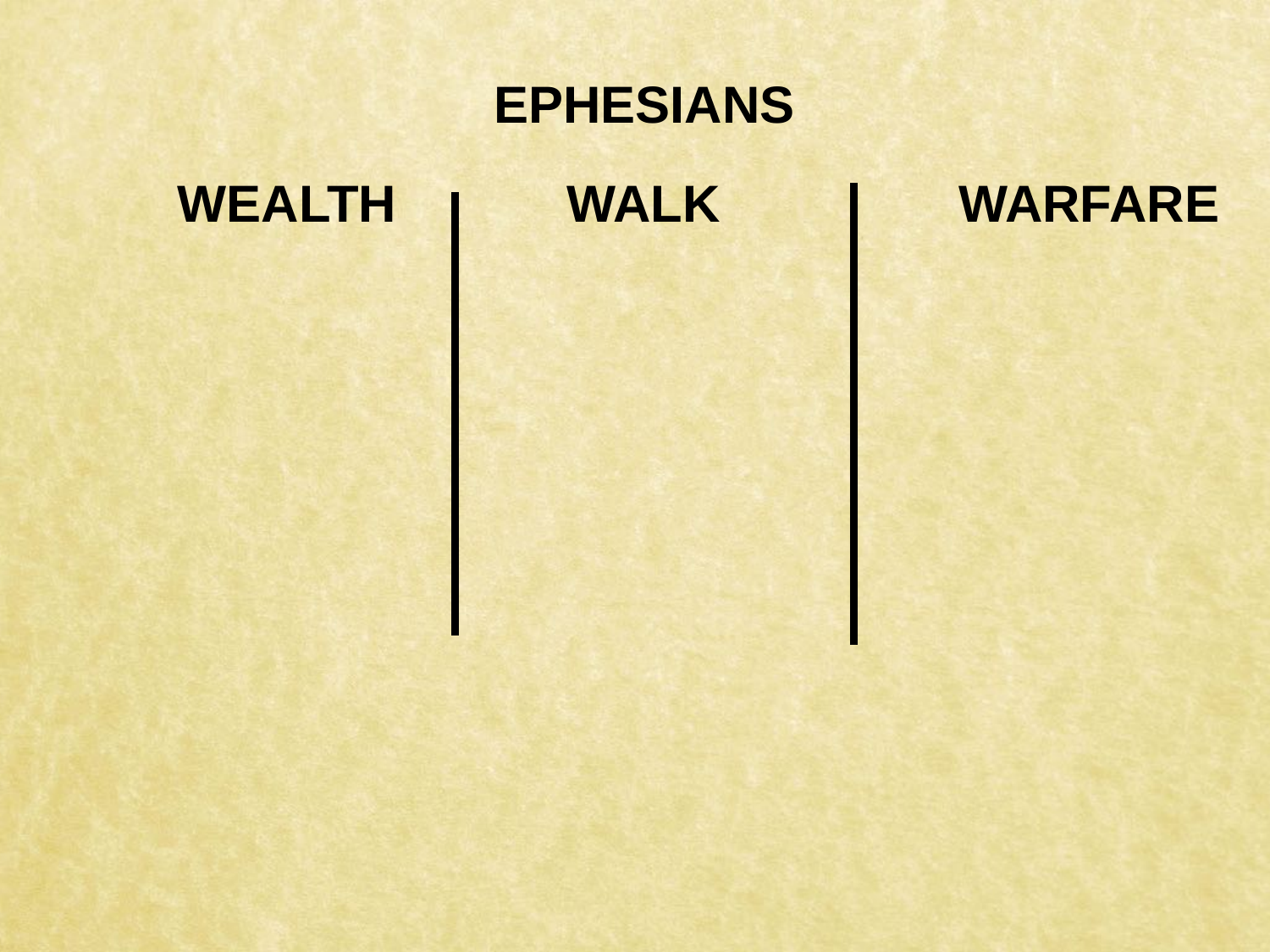# EPHESIANS

| WEALTH | WALK | WARFARE |
| --- | --- | --- |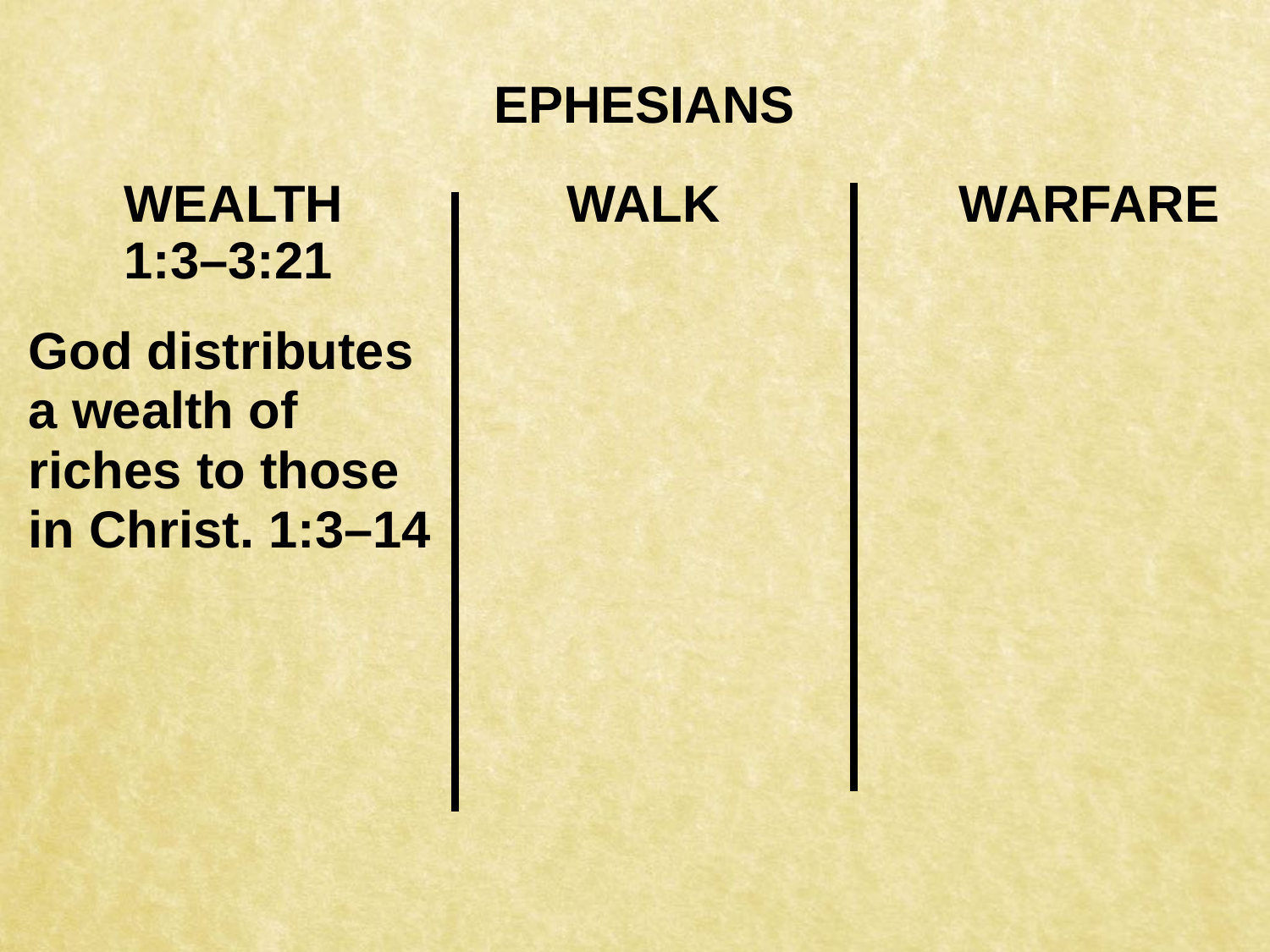# EPHESIANS

| WEALTH 1:3–3:21 | WALK | WARFARE |
| --- | --- | --- |
| God distributes a wealth of riches to those in Christ. 1:3–14 | | |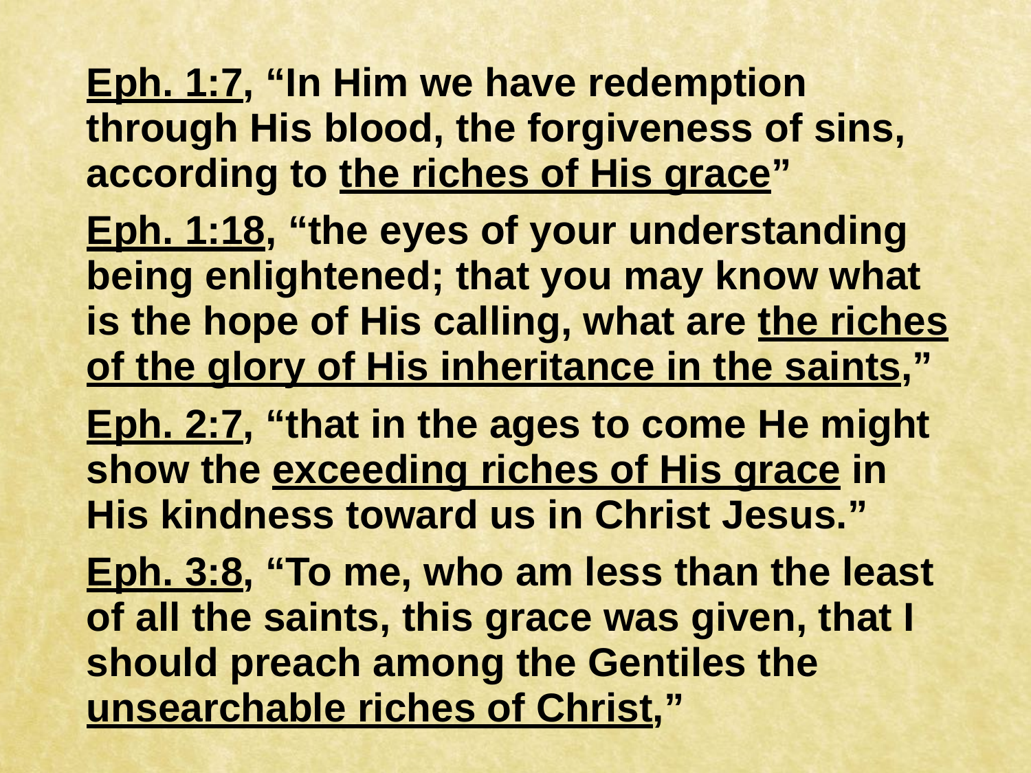**<u>Eph. 1:7</u>, "In Him we have redemption through His blood, the forgiveness of sins, according to <u>the riches of His grace</u>"**

**<u>Eph. 1:18</u>, "the eyes of your understanding being enlightened; that you may know what is the hope of His calling, what are <u>the riches of the glory of His inheritance in the saints</u>,"**

**<u>Eph. 2:7</u>, "that in the ages to come He might show the <u>exceeding riches of His grace</u> in His kindness toward us in Christ Jesus."**

**<u>Eph. 3:8</u>, "To me, who am less than the least of all the saints, this grace was given, that I should preach among the Gentiles the <u>unsearchable riches of Christ</u>,"**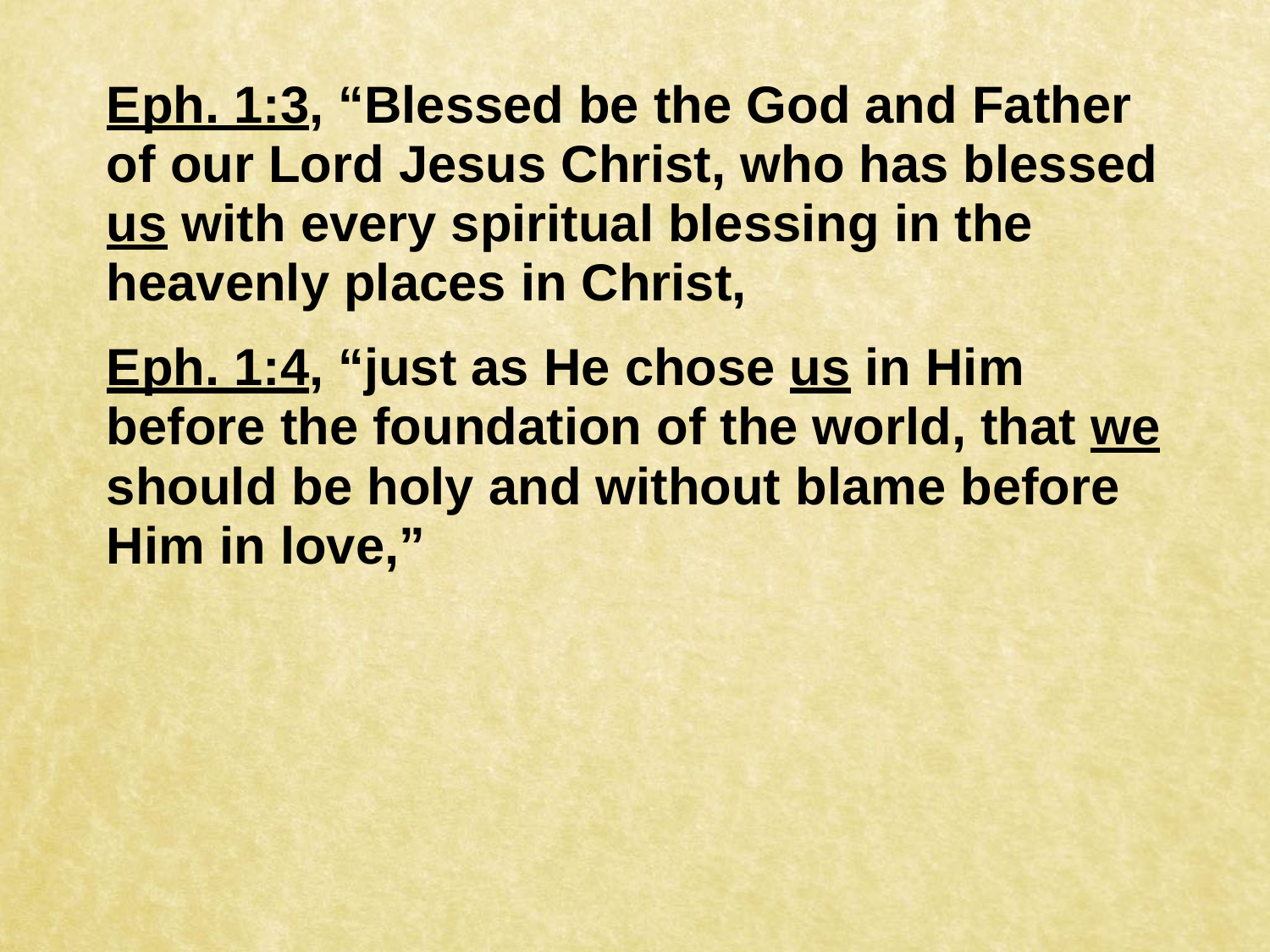**<u>Eph. 1:3</u>, "Blessed be the God and Father of our Lord Jesus Christ, who has blessed <u>us</u> with every spiritual blessing in the heavenly places in Christ,**

**<u>Eph. 1:4</u>, "just as He chose <u>us</u> in Him before the foundation of the world, that <u>we</u> should be holy and without blame before Him in love,"**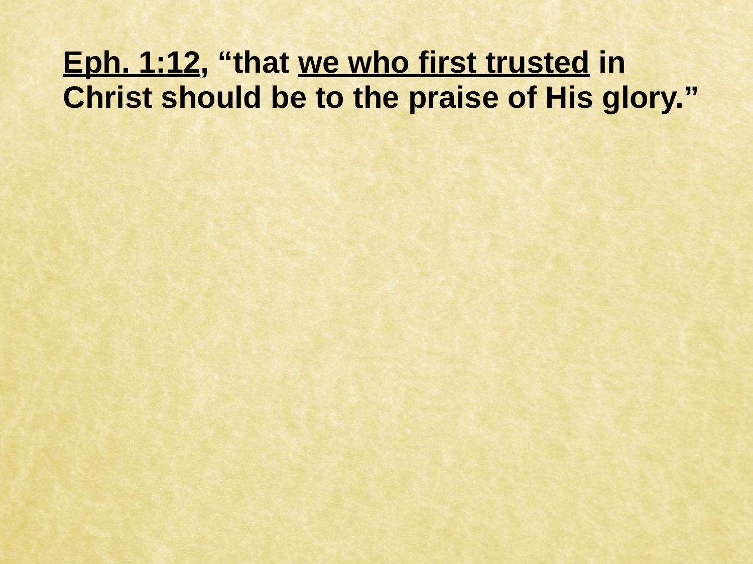**<u>Eph. 1:12</u>, “that <u>we who first trusted</u> in Christ should be to the praise of His glory.”**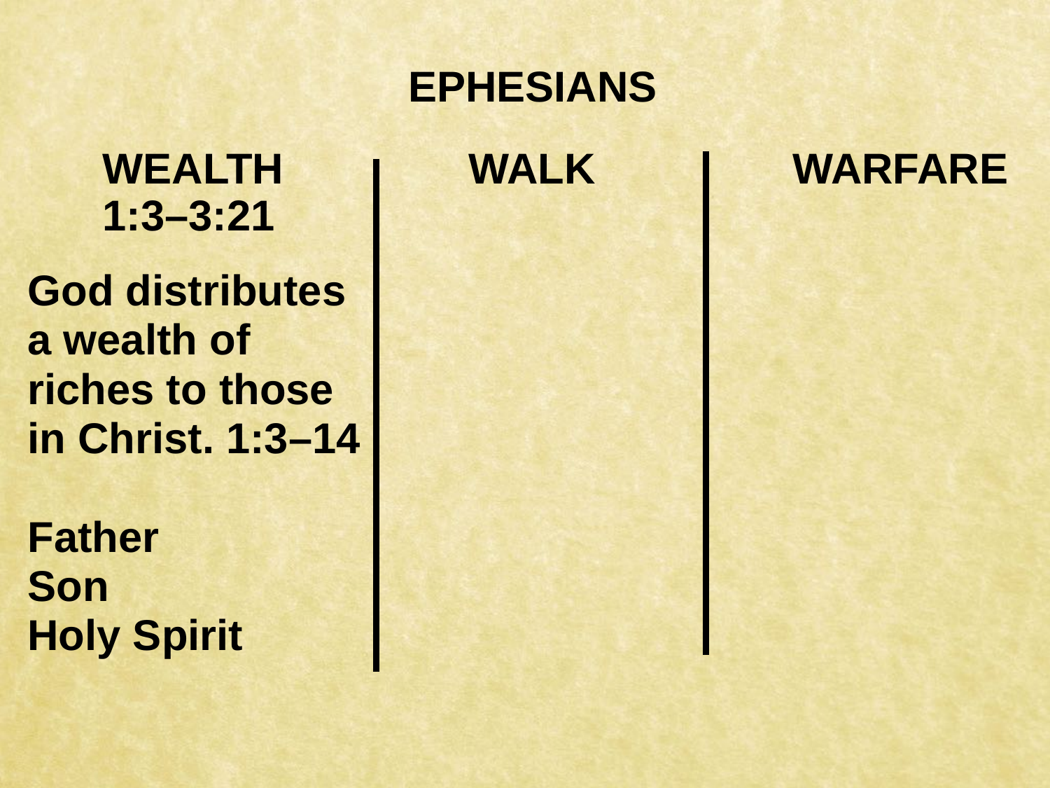# EPHESIANS

| WEALTH 1:3–3:21 | WALK | WARFARE |
| --- | --- | --- |
| God distributes a wealth of riches to those in Christ. 1:3–14<br><br>Father<br>Son<br>Holy Spirit | | |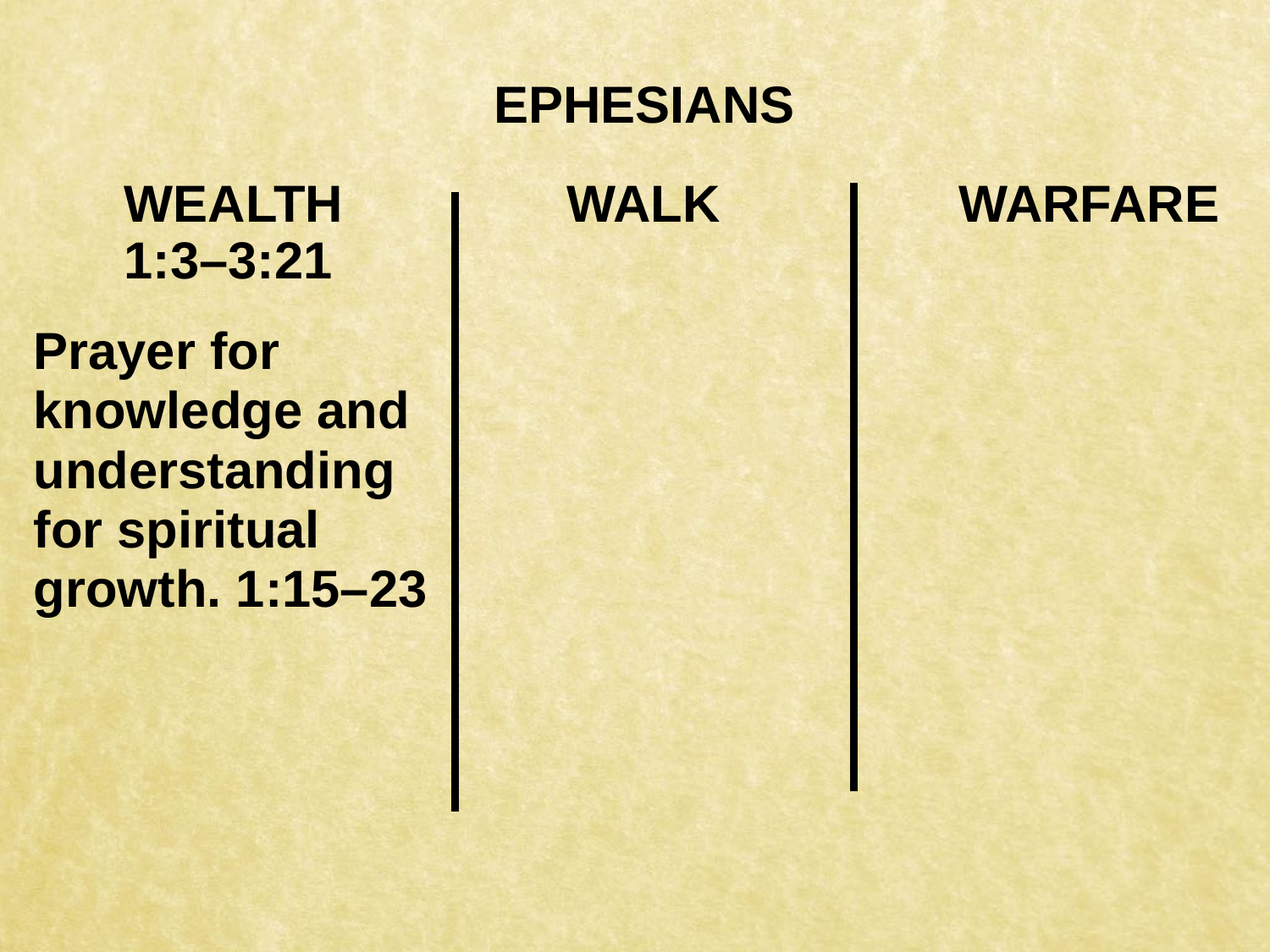# EPHESIANS

| WEALTH 1:3–3:21 | WALK | WARFARE |
| --- | --- | --- |
| Prayer for knowledge and understanding for spiritual growth. 1:15–23 | | |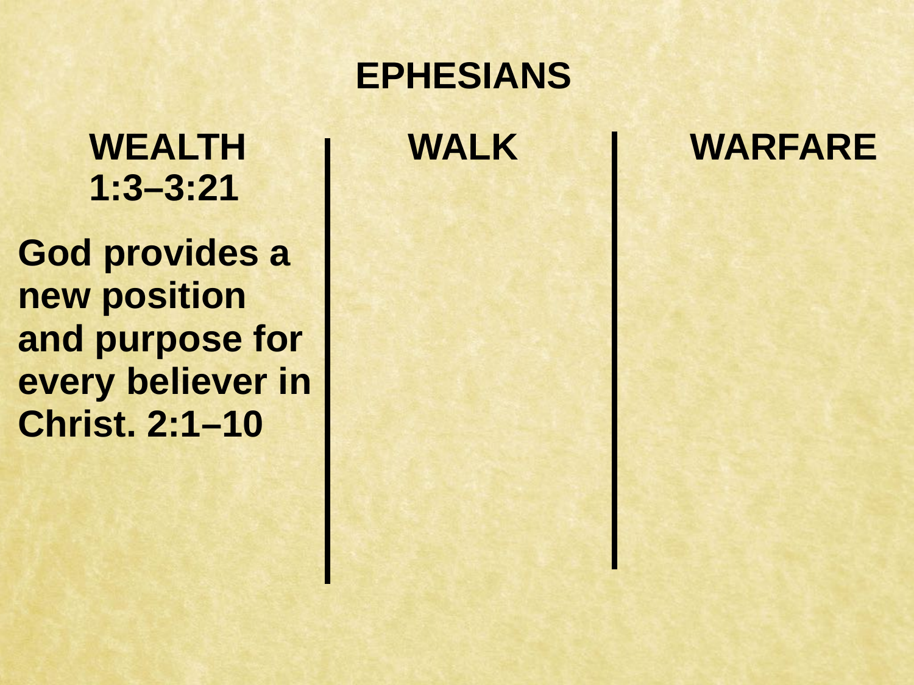# EPHESIANS

| WEALTH 1:3–3:21 | WALK | WARFARE |
| --- | --- | --- |
| God provides a new position and purpose for every believer in Christ. 2:1–10 | | |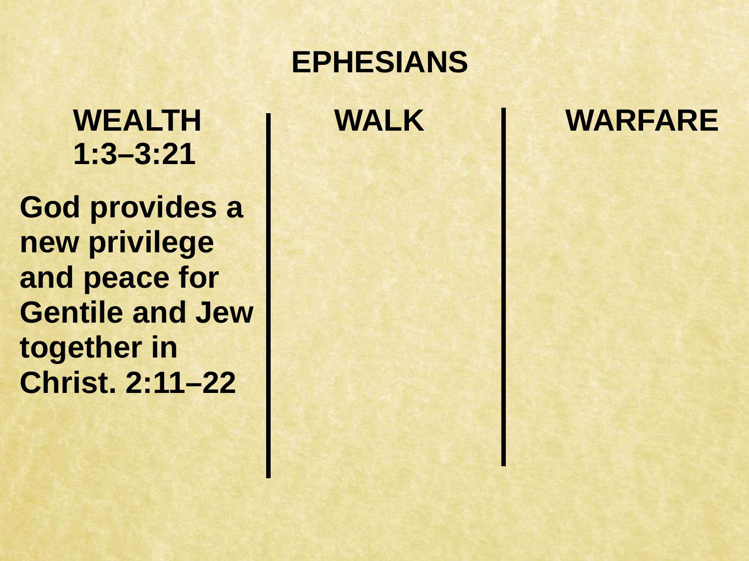# EPHESIANS

| WEALTH 1:3–3:21 | WALK | WARFARE |
| --- | --- | --- |
| God provides a new privilege and peace for Gentile and Jew together in Christ. 2:11–22 | | |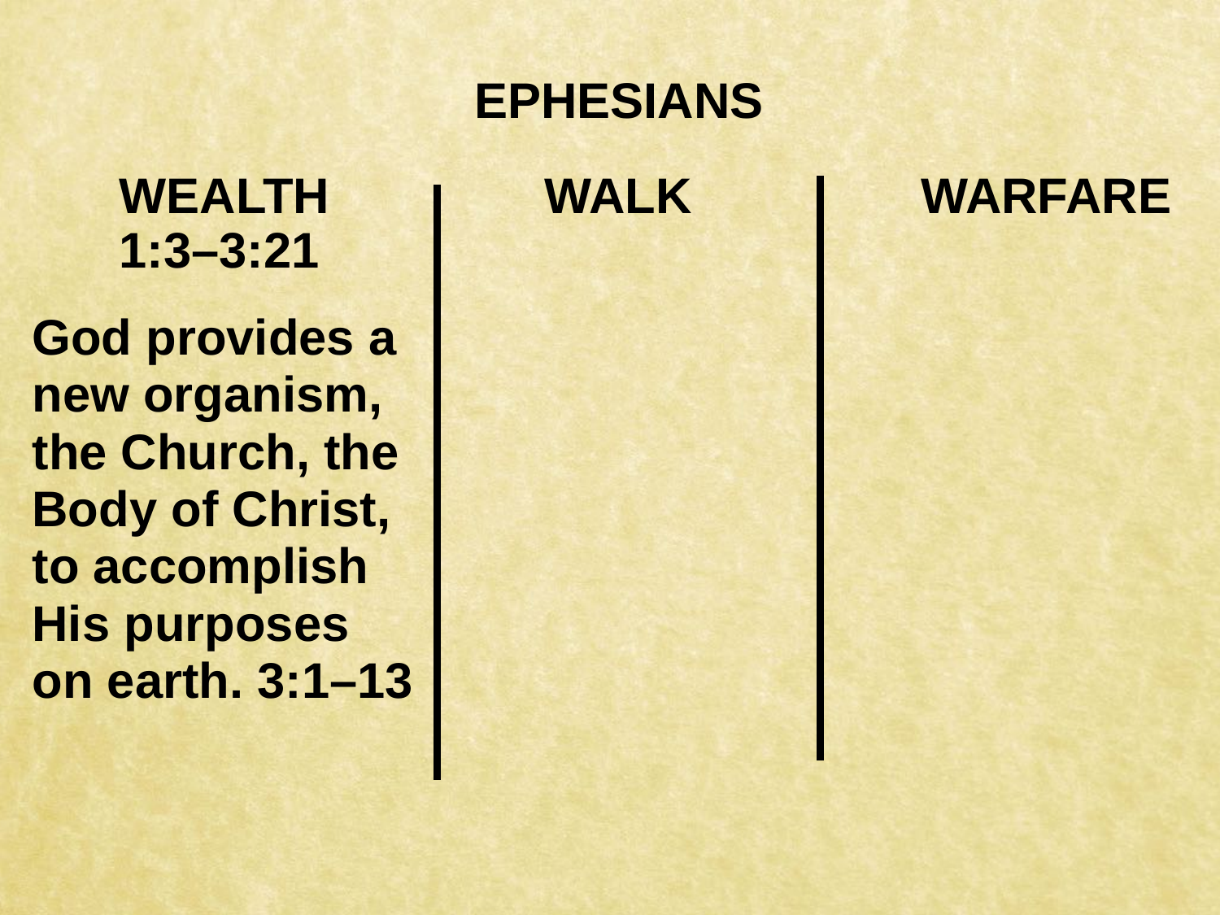# EPHESIANS

| WEALTH 1:3–3:21 | WALK | WARFARE |
| --- | --- | --- |
| God provides a new organism, the Church, the Body of Christ, to accomplish His purposes on earth. 3:1–13 | | |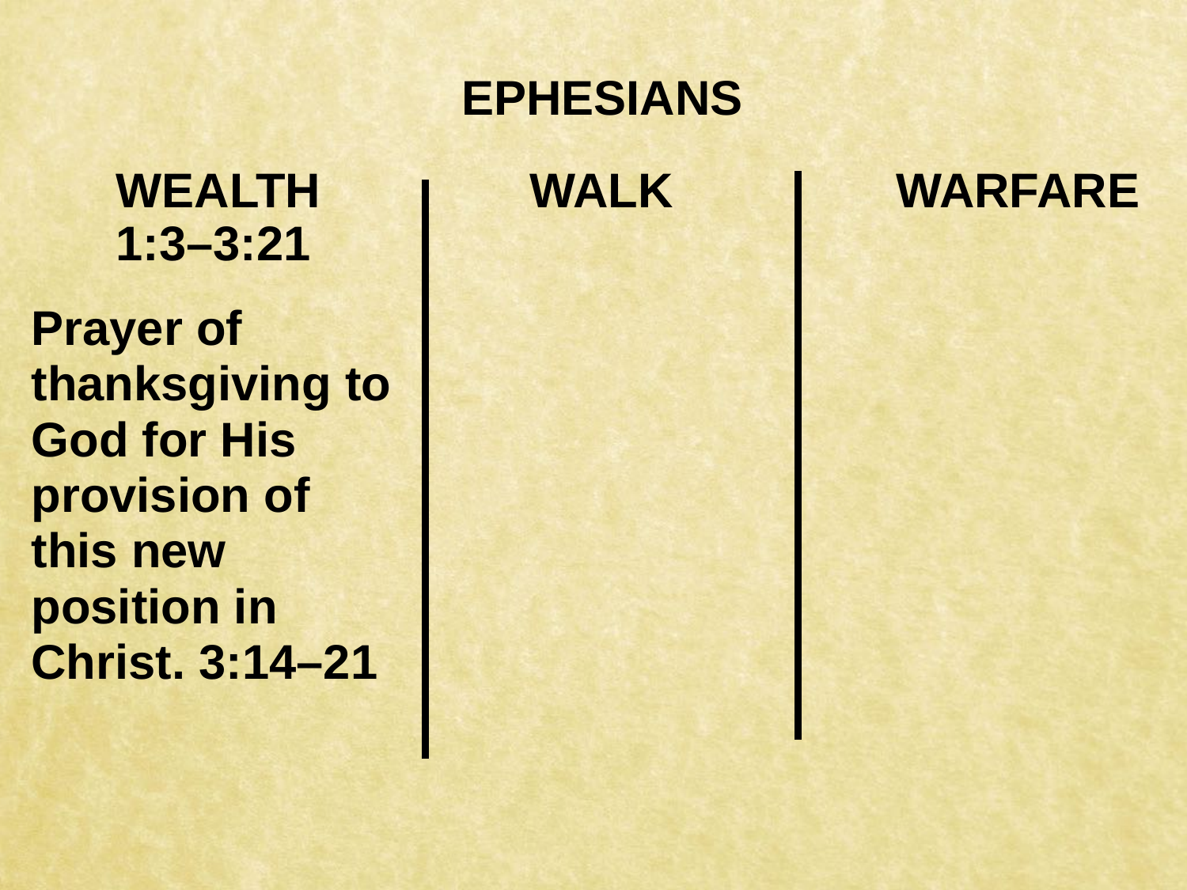# EPHESIANS

| WEALTH 1:3–3:21 | WALK | WARFARE |
| --- | --- | --- |
| Prayer of thanksgiving to God for His provision of this new position in Christ. 3:14–21 | | |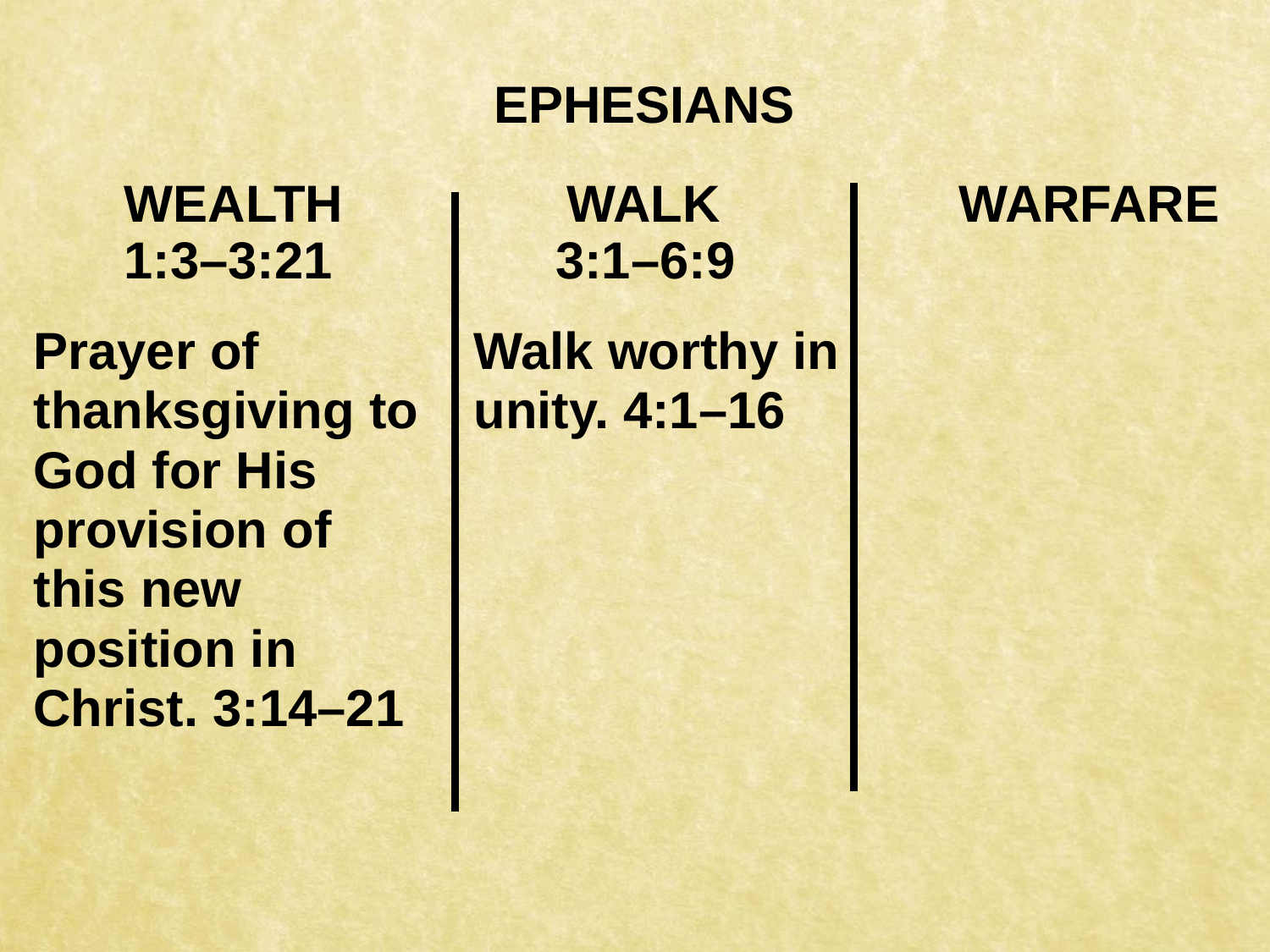# EPHESIANS

| WEALTH 1:3–3:21 | WALK 3:1–6:9 | WARFARE |
|---|---|---|
| Prayer of thanksgiving to God for His provision of this new position in Christ. 3:14–21 | Walk worthy in unity. 4:1–16 | |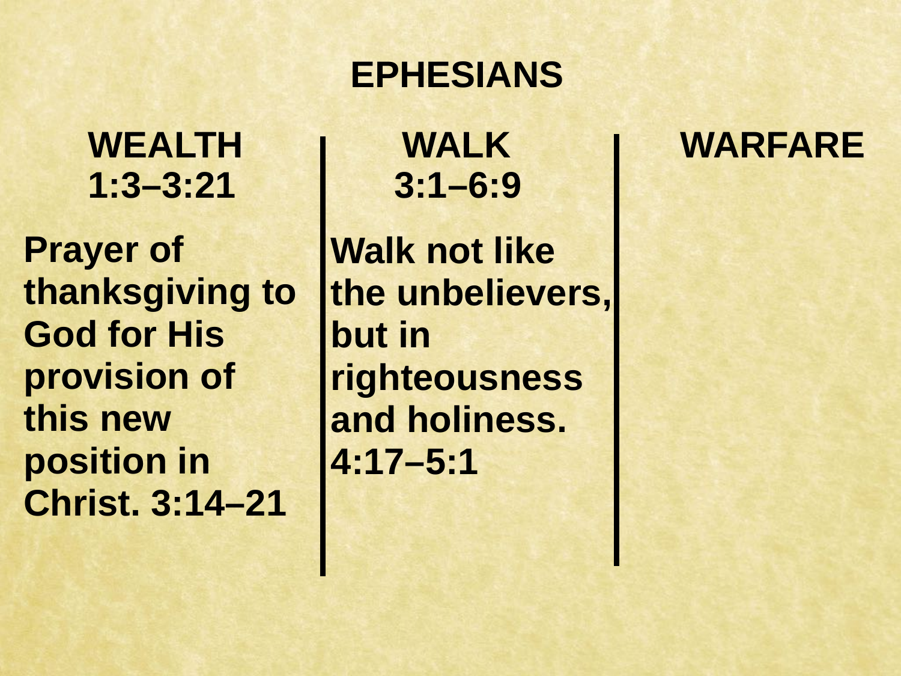# EPHESIANS

| WEALTH 1:3–3:21 | WALK 3:1–6:9 | WARFARE |
| --- | --- | --- |
| Prayer of thanksgiving to God for His provision of this new position in Christ. 3:14–21 | Walk not like the unbelievers, but in righteousness and holiness. 4:17–5:1 | |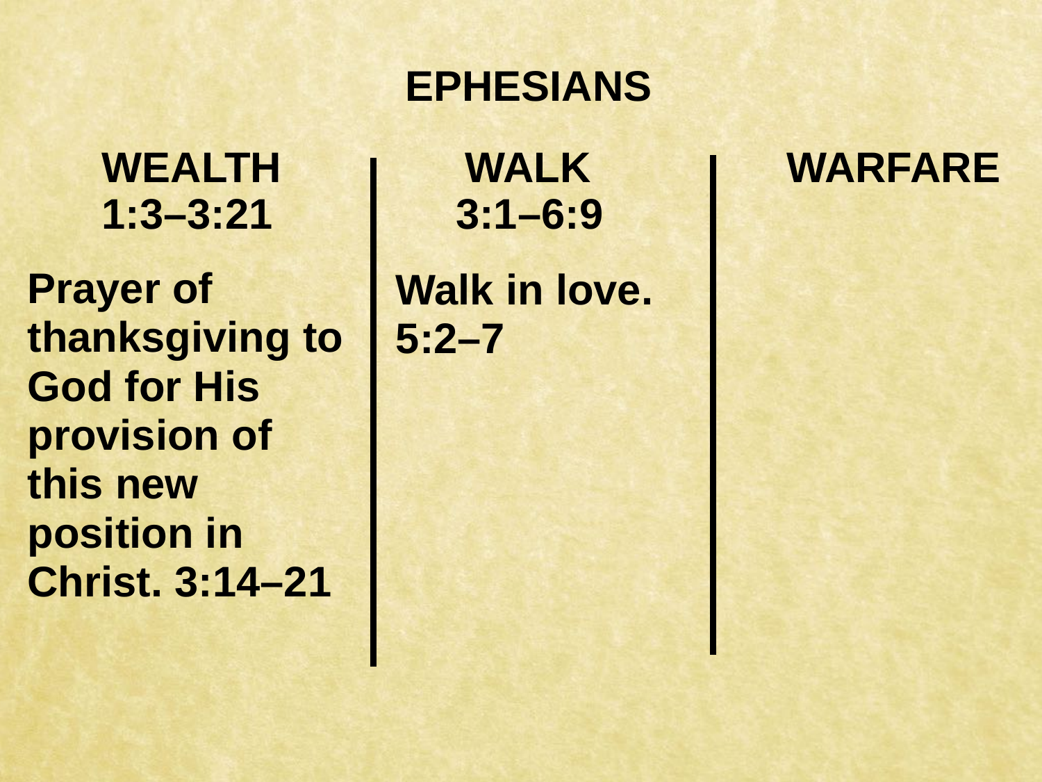# EPHESIANS

| WEALTH 1:3–3:21 | WALK 3:1–6:9 | WARFARE |
| --- | --- | --- |
| Prayer of thanksgiving to God for His provision of this new position in Christ. 3:14–21 | Walk in love. 5:2–7 | |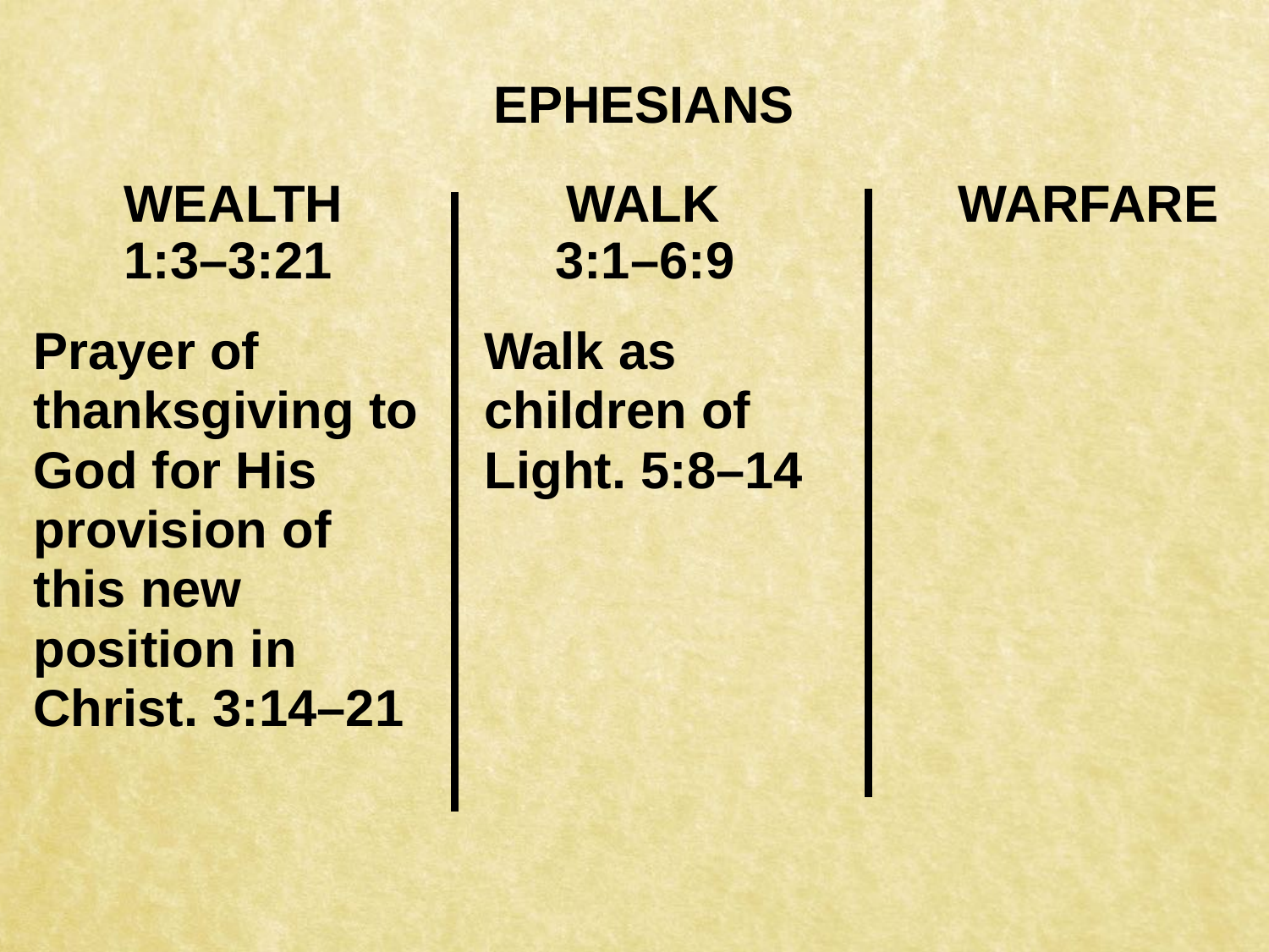# EPHESIANS

| WEALTH 1:3–3:21 | WALK 3:1–6:9 | WARFARE |
| --- | --- | --- |
| Prayer of thanksgiving to God for His provision of this new position in Christ. 3:14–21 | Walk as children of Light. 5:8–14 | |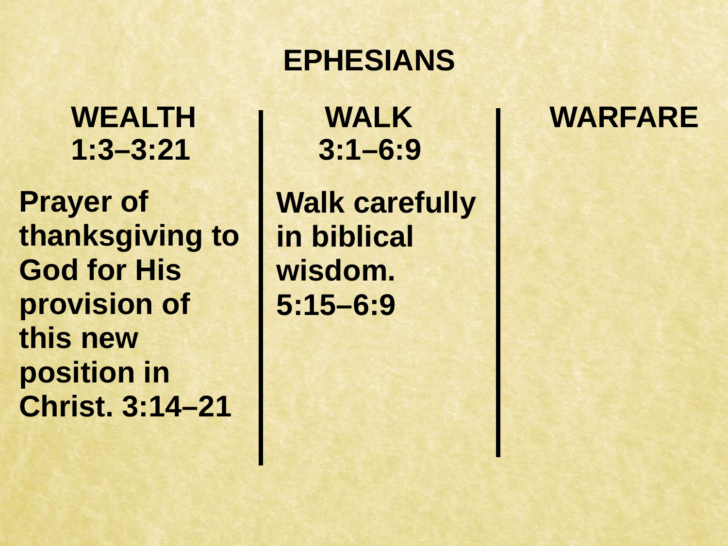# EPHESIANS

| WEALTH 1:3–3:21 | WALK 3:1–6:9 | WARFARE |
|---|---|---|
| Prayer of thanksgiving to God for His provision of this new position in Christ. 3:14–21 | Walk carefully in biblical wisdom. 5:15–6:9 | |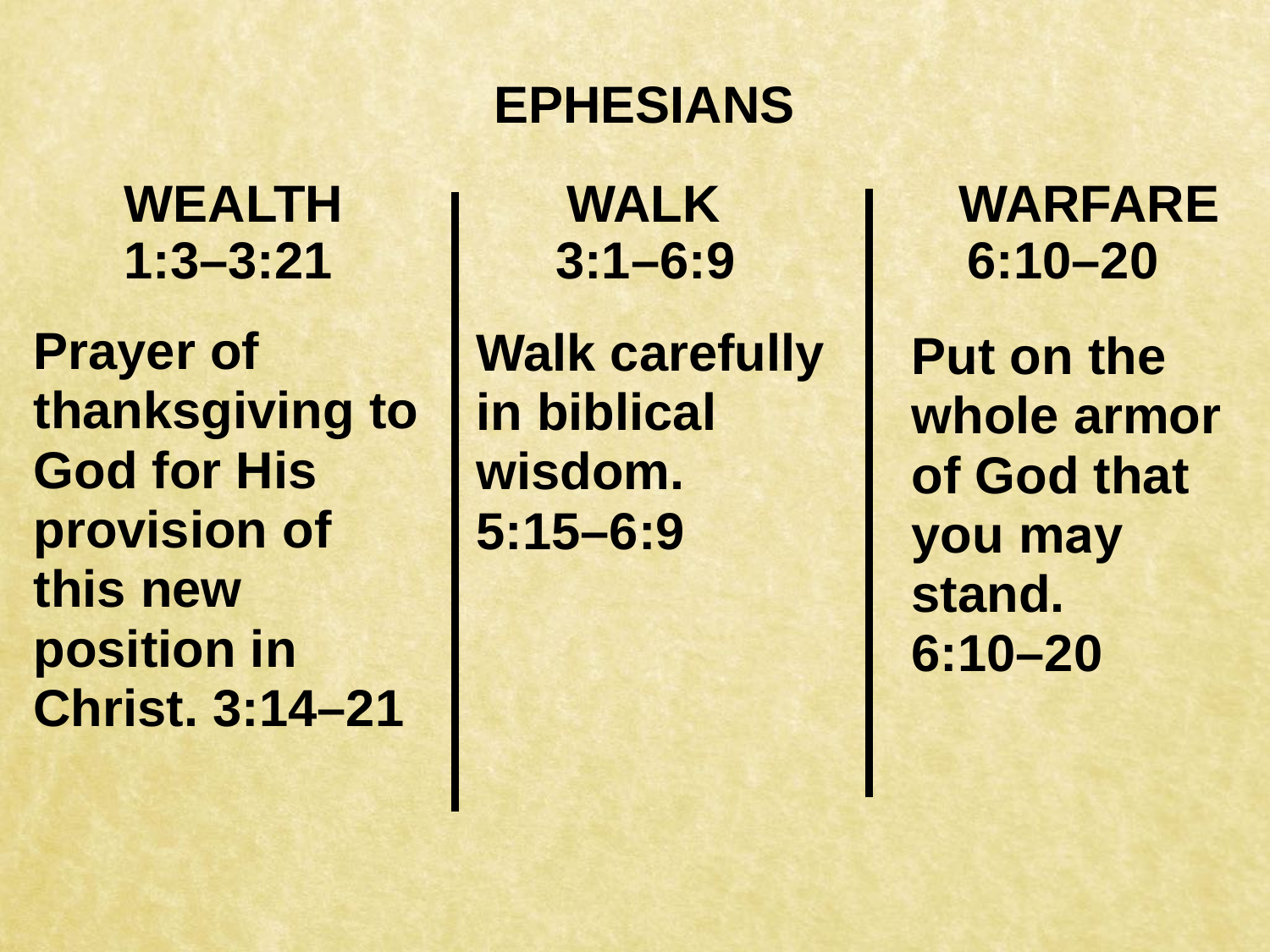# EPHESIANS

| WEALTH 1:3–3:21 | WALK 3:1–6:9 | WARFARE 6:10–20 |
| --- | --- | --- |
| Prayer of thanksgiving to God for His provision of this new position in Christ. 3:14–21 | Walk carefully in biblical wisdom. 5:15–6:9 | Put on the whole armor of God that you may stand. 6:10–20 |